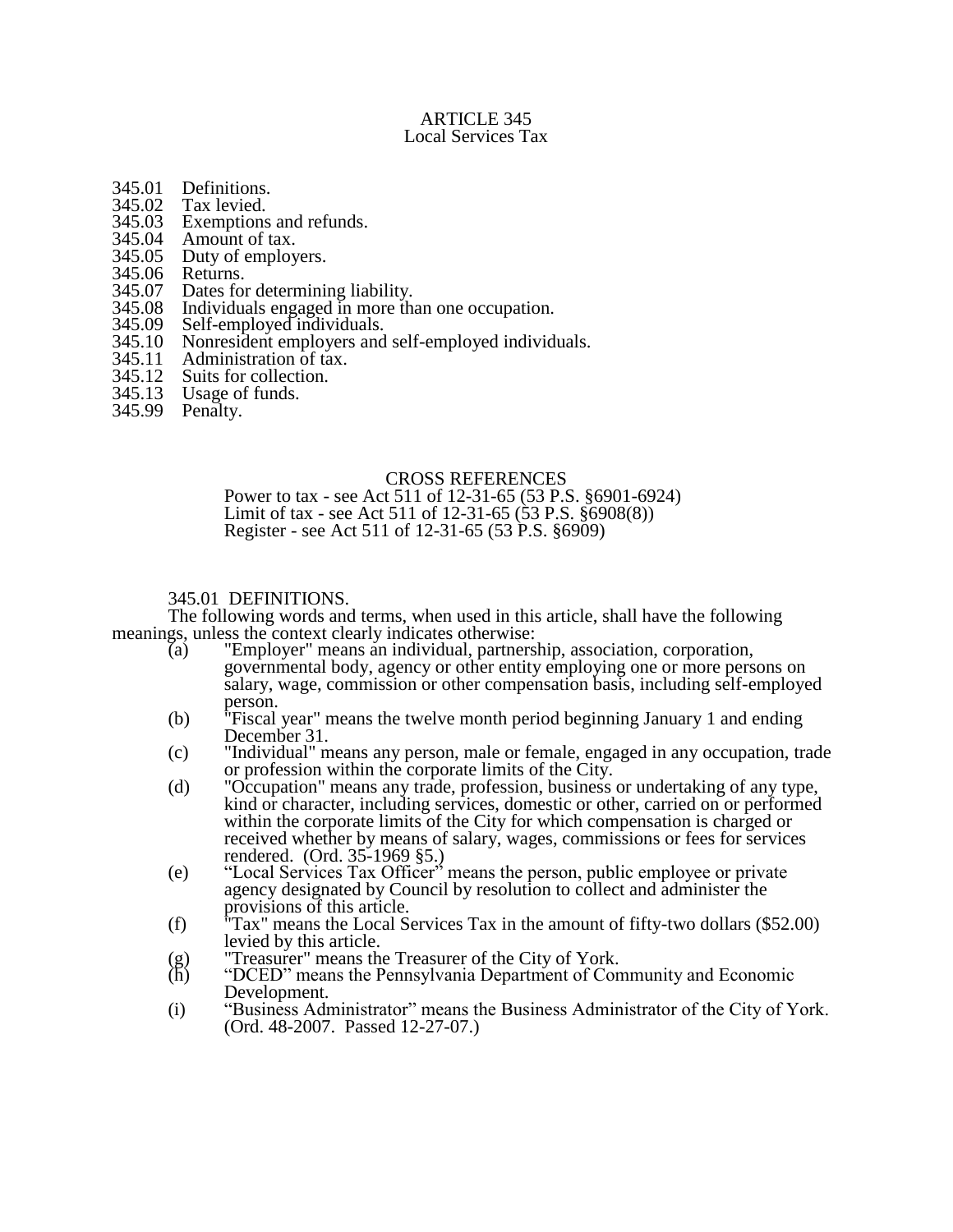# ARTICLE 345
## Local Services Tax

345.01 Definitions.
345.02 Tax levied.
345.03 Exemptions and refunds.
345.04 Amount of tax.
345.05 Duty of employers.
345.06 Returns.
345.07 Dates for determining liability.
345.08 Individuals engaged in more than one occupation.
345.09 Self-employed individuals.
345.10 Nonresident employers and self-employed individuals.
345.11 Administration of tax.
345.12 Suits for collection.
345.13 Usage of funds.
345.99 Penalty.

CROSS REFERENCES

Power to tax - see Act 511 of 12-31-65 (53 P.S. §6901-6924)
Limit of tax - see Act 511 of 12-31-65 (53 P.S. §6908(8))
Register - see Act 511 of 12-31-65 (53 P.S. §6909)

### 345.01 DEFINITIONS.

The following words and terms, when used in this article, shall have the following meanings, unless the context clearly indicates otherwise:

(a) "Employer" means an individual, partnership, association, corporation, governmental body, agency or other entity employing one or more persons on salary, wage, commission or other compensation basis, including self-employed person.

(b) "Fiscal year" means the twelve month period beginning January 1 and ending December 31.

(c) "Individual" means any person, male or female, engaged in any occupation, trade or profession within the corporate limits of the City.

(d) "Occupation" means any trade, profession, business or undertaking of any type, kind or character, including services, domestic or other, carried on or performed within the corporate limits of the City for which compensation is charged or received whether by means of salary, wages, commissions or fees for services rendered. (Ord. 35-1969 §5.)

(e) "Local Services Tax Officer" means the person, public employee or private agency designated by Council by resolution to collect and administer the provisions of this article.

(f) "Tax" means the Local Services Tax in the amount of fifty-two dollars ($52.00) levied by this article.

(g) "Treasurer" means the Treasurer of the City of York.

(h) "DCED" means the Pennsylvania Department of Community and Economic Development.

(i) "Business Administrator" means the Business Administrator of the City of York. (Ord. 48-2007. Passed 12-27-07.)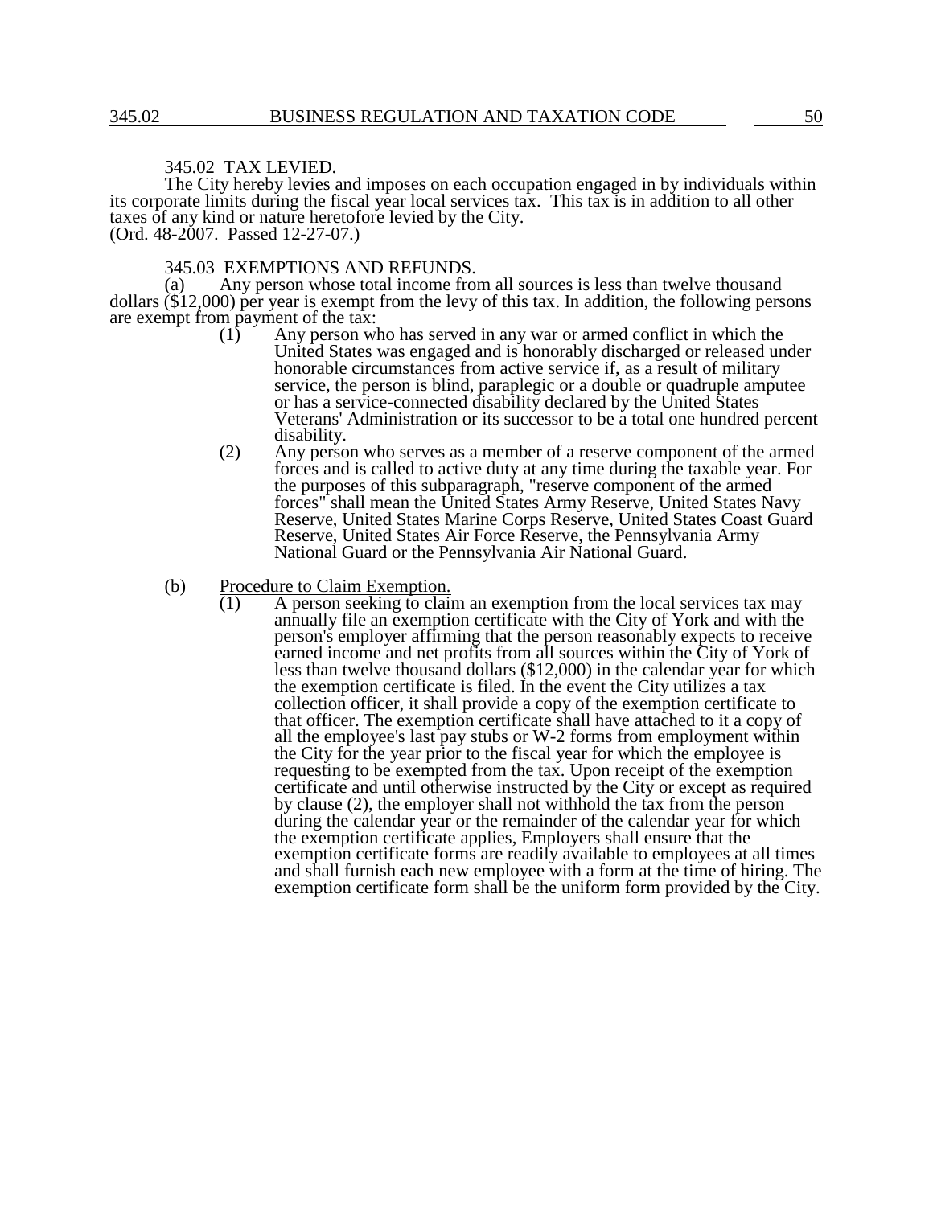## 345.02 TAX LEVIED.

The City hereby levies and imposes on each occupation engaged in by individuals within its corporate limits during the fiscal year local services tax. This tax is in addition to all other taxes of any kind or nature heretofore levied by the City.
(Ord. 48-2007. Passed 12-27-07.)

## 345.03 EXEMPTIONS AND REFUNDS.

(a) Any person whose total income from all sources is less than twelve thousand dollars ($12,000) per year is exempt from the levy of this tax. In addition, the following persons are exempt from payment of the tax:

(1) Any person who has served in any war or armed conflict in which the United States was engaged and is honorably discharged or released under honorable circumstances from active service if, as a result of military service, the person is blind, paraplegic or a double or quadruple amputee or has a service-connected disability declared by the United States Veterans' Administration or its successor to be a total one hundred percent disability.

(2) Any person who serves as a member of a reserve component of the armed forces and is called to active duty at any time during the taxable year. For the purposes of this subparagraph, "reserve component of the armed forces" shall mean the United States Army Reserve, United States Navy Reserve, United States Marine Corps Reserve, United States Coast Guard Reserve, United States Air Force Reserve, the Pennsylvania Army National Guard or the Pennsylvania Air National Guard.

(b) Procedure to Claim Exemption.

(1) A person seeking to claim an exemption from the local services tax may annually file an exemption certificate with the City of York and with the person's employer affirming that the person reasonably expects to receive earned income and net profits from all sources within the City of York of less than twelve thousand dollars ($12,000) in the calendar year for which the exemption certificate is filed. In the event the City utilizes a tax collection officer, it shall provide a copy of the exemption certificate to that officer. The exemption certificate shall have attached to it a copy of all the employee's last pay stubs or W-2 forms from employment within the City for the year prior to the fiscal year for which the employee is requesting to be exempted from the tax. Upon receipt of the exemption certificate and until otherwise instructed by the City or except as required by clause (2), the employer shall not withhold the tax from the person during the calendar year or the remainder of the calendar year for which the exemption certificate applies, Employers shall ensure that the exemption certificate forms are readily available to employees at all times and shall furnish each new employee with a form at the time of hiring. The exemption certificate form shall be the uniform form provided by the City.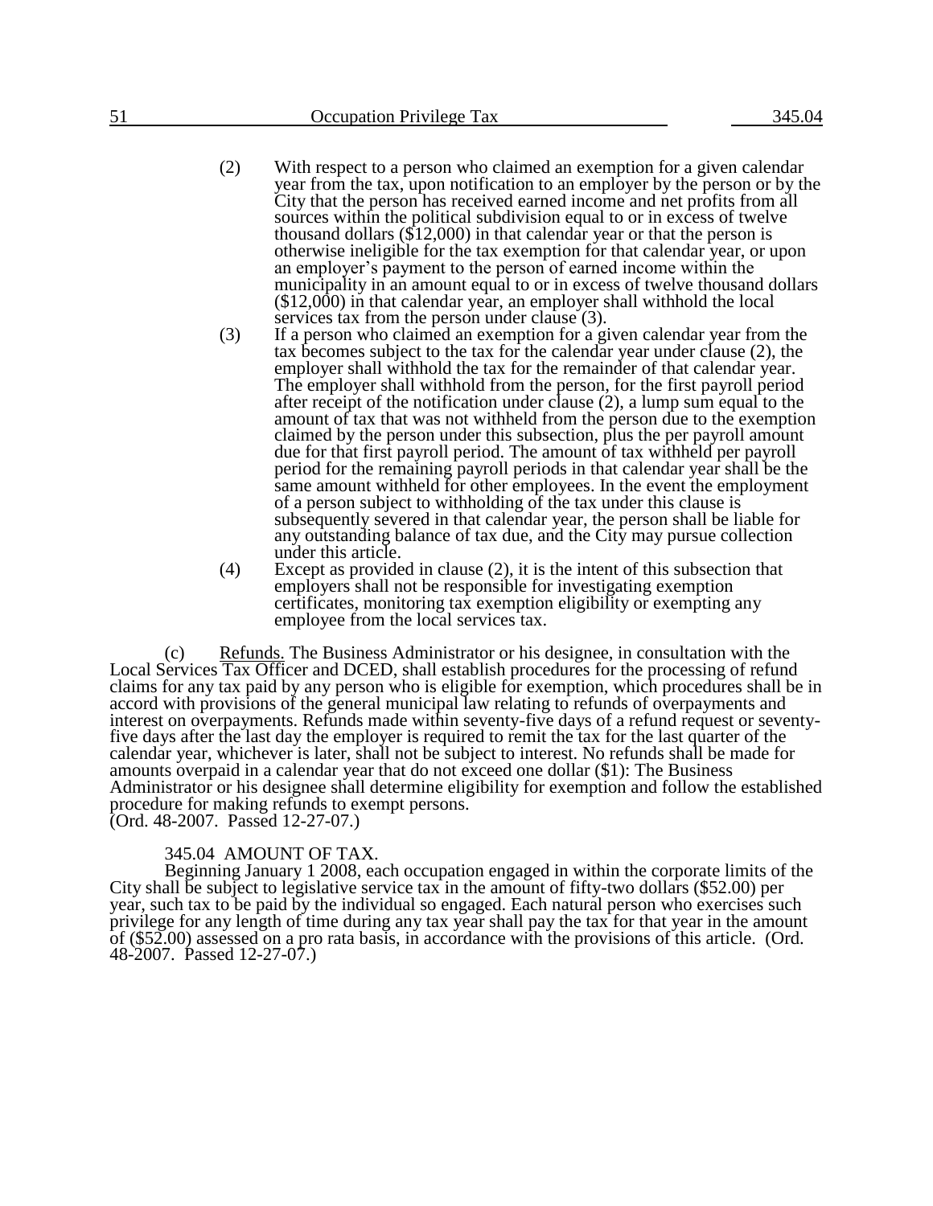(2) With respect to a person who claimed an exemption for a given calendar year from the tax, upon notification to an employer by the person or by the City that the person has received earned income and net profits from all sources within the political subdivision equal to or in excess of twelve thousand dollars ($12,000) in that calendar year or that the person is otherwise ineligible for the tax exemption for that calendar year, or upon an employer's payment to the person of earned income within the municipality in an amount equal to or in excess of twelve thousand dollars ($12,000) in that calendar year, an employer shall withhold the local services tax from the person under clause (3).

(3) If a person who claimed an exemption for a given calendar year from the tax becomes subject to the tax for the calendar year under clause (2), the employer shall withhold the tax for the remainder of that calendar year. The employer shall withhold from the person, for the first payroll period after receipt of the notification under clause (2), a lump sum equal to the amount of tax that was not withheld from the person due to the exemption claimed by the person under this subsection, plus the per payroll amount due for that first payroll period. The amount of tax withheld per payroll period for the remaining payroll periods in that calendar year shall be the same amount withheld for other employees. In the event the employment of a person subject to withholding of the tax under this clause is subsequently severed in that calendar year, the person shall be liable for any outstanding balance of tax due, and the City may pursue collection under this article.

(4) Except as provided in clause (2), it is the intent of this subsection that employers shall not be responsible for investigating exemption certificates, monitoring tax exemption eligibility or exempting any employee from the local services tax.

(c) Refunds. The Business Administrator or his designee, in consultation with the Local Services Tax Officer and DCED, shall establish procedures for the processing of refund claims for any tax paid by any person who is eligible for exemption, which procedures shall be in accord with provisions of the general municipal law relating to refunds of overpayments and interest on overpayments. Refunds made within seventy-five days of a refund request or seventy-five days after the last day the employer is required to remit the tax for the last quarter of the calendar year, whichever is later, shall not be subject to interest. No refunds shall be made for amounts overpaid in a calendar year that do not exceed one dollar ($1): The Business Administrator or his designee shall determine eligibility for exemption and follow the established procedure for making refunds to exempt persons.
(Ord. 48-2007. Passed 12-27-07.)

## 345.04 AMOUNT OF TAX.

Beginning January 1 2008, each occupation engaged in within the corporate limits of the City shall be subject to legislative service tax in the amount of fifty-two dollars ($52.00) per year, such tax to be paid by the individual so engaged. Each natural person who exercises such privilege for any length of time during any tax year shall pay the tax for that year in the amount of ($52.00) assessed on a pro rata basis, in accordance with the provisions of this article. (Ord. 48-2007. Passed 12-27-07.)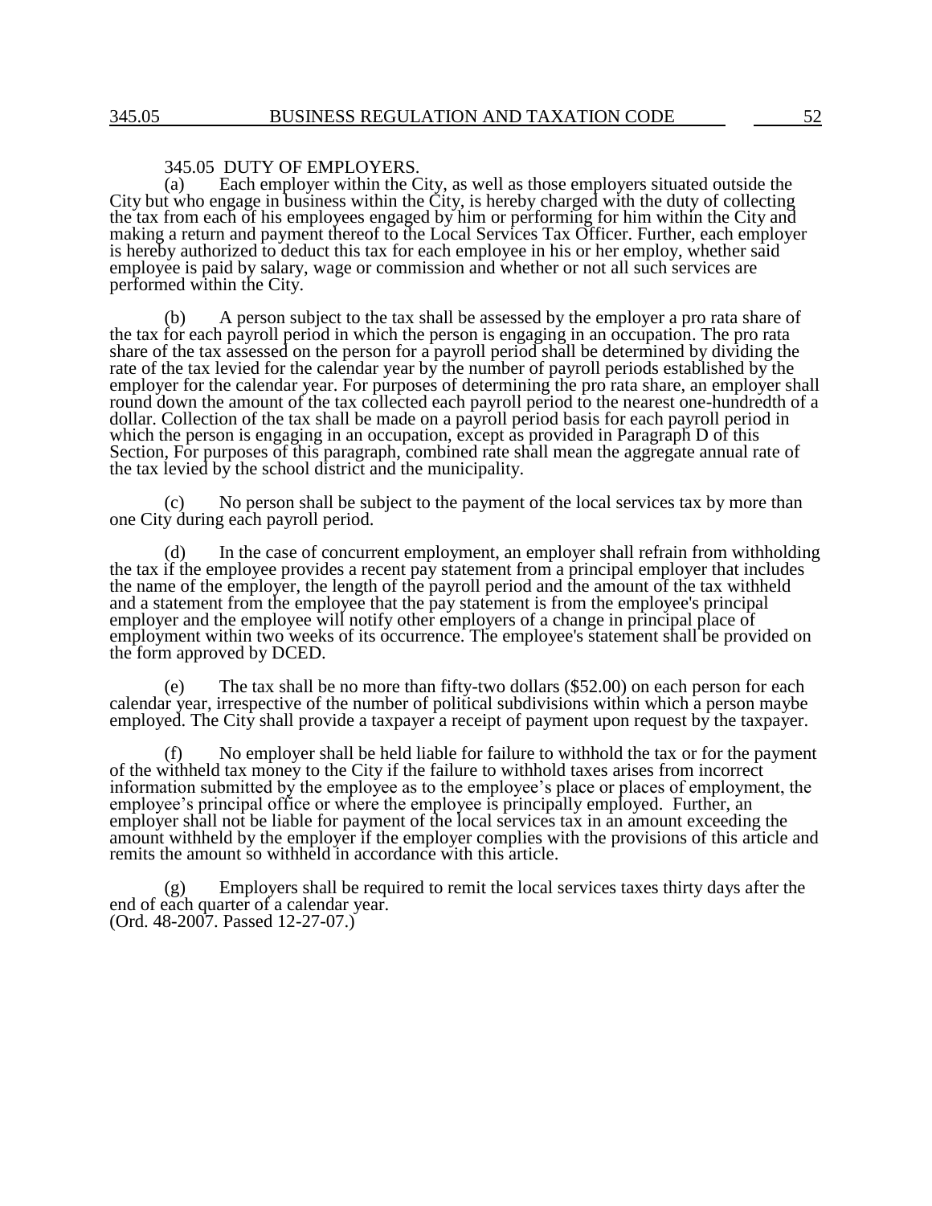345.05 DUTY OF EMPLOYERS.

(a) Each employer within the City, as well as those employers situated outside the City but who engage in business within the City, is hereby charged with the duty of collecting the tax from each of his employees engaged by him or performing for him within the City and making a return and payment thereof to the Local Services Tax Officer. Further, each employer is hereby authorized to deduct this tax for each employee in his or her employ, whether said employee is paid by salary, wage or commission and whether or not all such services are performed within the City.

(b) A person subject to the tax shall be assessed by the employer a pro rata share of the tax for each payroll period in which the person is engaging in an occupation. The pro rata share of the tax assessed on the person for a payroll period shall be determined by dividing the rate of the tax levied for the calendar year by the number of payroll periods established by the employer for the calendar year. For purposes of determining the pro rata share, an employer shall round down the amount of the tax collected each payroll period to the nearest one-hundredth of a dollar. Collection of the tax shall be made on a payroll period basis for each payroll period in which the person is engaging in an occupation, except as provided in Paragraph D of this Section, For purposes of this paragraph, combined rate shall mean the aggregate annual rate of the tax levied by the school district and the municipality.

(c) No person shall be subject to the payment of the local services tax by more than one City during each payroll period.

(d) In the case of concurrent employment, an employer shall refrain from withholding the tax if the employee provides a recent pay statement from a principal employer that includes the name of the employer, the length of the payroll period and the amount of the tax withheld and a statement from the employee that the pay statement is from the employee's principal employer and the employee will notify other employers of a change in principal place of employment within two weeks of its occurrence. The employee's statement shall be provided on the form approved by DCED.

(e) The tax shall be no more than fifty-two dollars ($52.00) on each person for each calendar year, irrespective of the number of political subdivisions within which a person maybe employed. The City shall provide a taxpayer a receipt of payment upon request by the taxpayer.

(f) No employer shall be held liable for failure to withhold the tax or for the payment of the withheld tax money to the City if the failure to withhold taxes arises from incorrect information submitted by the employee as to the employee's place or places of employment, the employee's principal office or where the employee is principally employed. Further, an employer shall not be liable for payment of the local services tax in an amount exceeding the amount withheld by the employer if the employer complies with the provisions of this article and remits the amount so withheld in accordance with this article.

(g) Employers shall be required to remit the local services taxes thirty days after the end of each quarter of a calendar year.
(Ord. 48-2007. Passed 12-27-07.)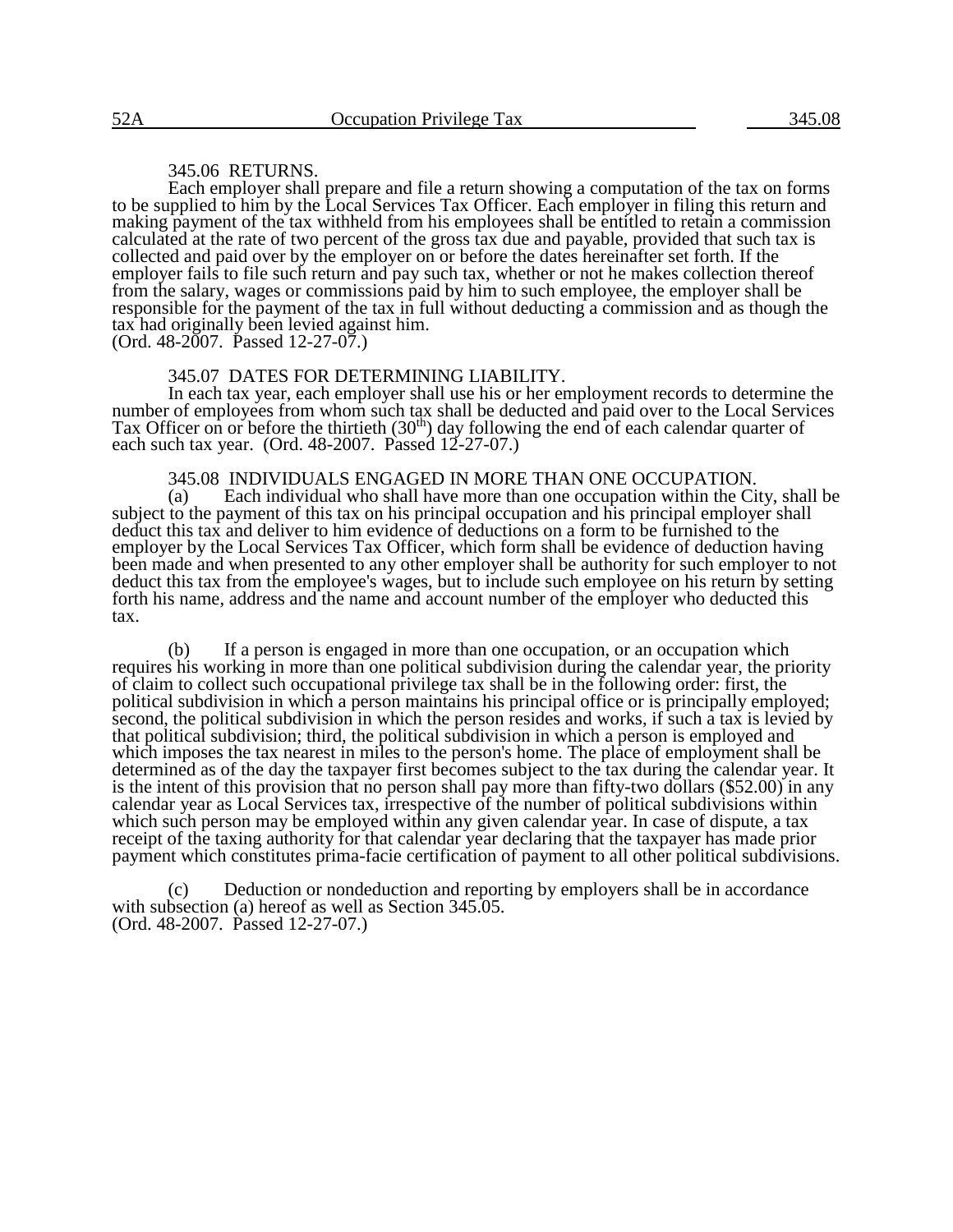### 345.06 RETURNS.

Each employer shall prepare and file a return showing a computation of the tax on forms to be supplied to him by the Local Services Tax Officer. Each employer in filing this return and making payment of the tax withheld from his employees shall be entitled to retain a commission calculated at the rate of two percent of the gross tax due and payable, provided that such tax is collected and paid over by the employer on or before the dates hereinafter set forth. If the employer fails to file such return and pay such tax, whether or not he makes collection thereof from the salary, wages or commissions paid by him to such employee, the employer shall be responsible for the payment of the tax in full without deducting a commission and as though the tax had originally been levied against him.
(Ord. 48-2007. Passed 12-27-07.)

### 345.07 DATES FOR DETERMINING LIABILITY.

In each tax year, each employer shall use his or her employment records to determine the number of employees from whom such tax shall be deducted and paid over to the Local Services Tax Officer on or before the thirtieth (30th) day following the end of each calendar quarter of each such tax year. (Ord. 48-2007. Passed 12-27-07.)

### 345.08 INDIVIDUALS ENGAGED IN MORE THAN ONE OCCUPATION.

(a) Each individual who shall have more than one occupation within the City, shall be subject to the payment of this tax on his principal occupation and his principal employer shall deduct this tax and deliver to him evidence of deductions on a form to be furnished to the employer by the Local Services Tax Officer, which form shall be evidence of deduction having been made and when presented to any other employer shall be authority for such employer to not deduct this tax from the employee's wages, but to include such employee on his return by setting forth his name, address and the name and account number of the employer who deducted this tax.

(b) If a person is engaged in more than one occupation, or an occupation which requires his working in more than one political subdivision during the calendar year, the priority of claim to collect such occupational privilege tax shall be in the following order: first, the political subdivision in which a person maintains his principal office or is principally employed; second, the political subdivision in which the person resides and works, if such a tax is levied by that political subdivision; third, the political subdivision in which a person is employed and which imposes the tax nearest in miles to the person's home. The place of employment shall be determined as of the day the taxpayer first becomes subject to the tax during the calendar year. It is the intent of this provision that no person shall pay more than fifty-two dollars ($52.00) in any calendar year as Local Services tax, irrespective of the number of political subdivisions within which such person may be employed within any given calendar year. In case of dispute, a tax receipt of the taxing authority for that calendar year declaring that the taxpayer has made prior payment which constitutes prima-facie certification of payment to all other political subdivisions.

(c) Deduction or nondeduction and reporting by employers shall be in accordance with subsection (a) hereof as well as Section 345.05.
(Ord. 48-2007. Passed 12-27-07.)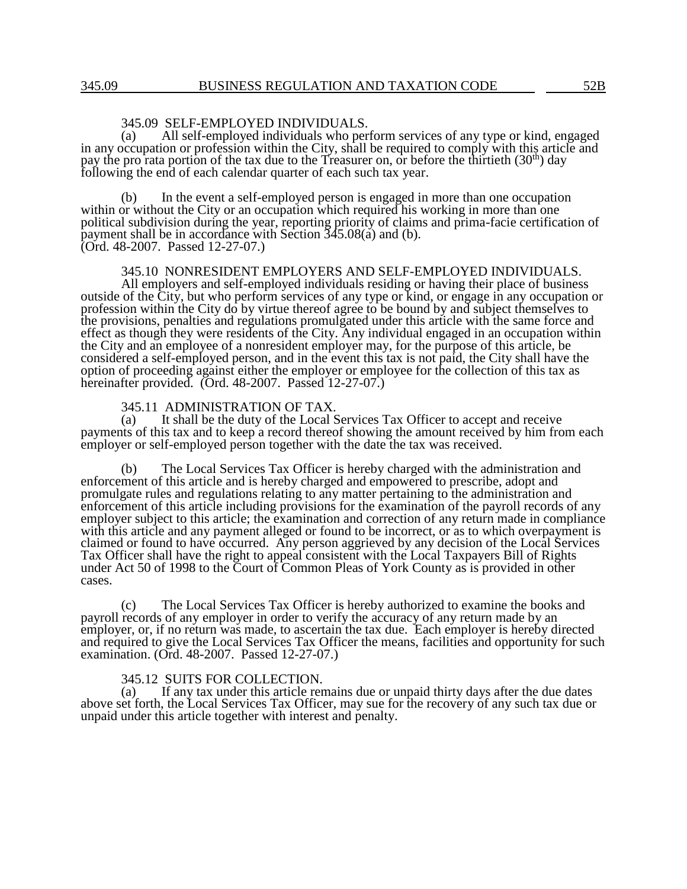### 345.09 SELF-EMPLOYED INDIVIDUALS.

(a) All self-employed individuals who perform services of any type or kind, engaged in any occupation or profession within the City, shall be required to comply with this article and pay the pro rata portion of the tax due to the Treasurer on, or before the thirtieth (30th) day following the end of each calendar quarter of each such tax year.

(b) In the event a self-employed person is engaged in more than one occupation within or without the City or an occupation which required his working in more than one political subdivision during the year, reporting priority of claims and prima-facie certification of payment shall be in accordance with Section 345.08(a) and (b).
(Ord. 48-2007. Passed 12-27-07.)

### 345.10 NONRESIDENT EMPLOYERS AND SELF-EMPLOYED INDIVIDUALS.

All employers and self-employed individuals residing or having their place of business outside of the City, but who perform services of any type or kind, or engage in any occupation or profession within the City do by virtue thereof agree to be bound by and subject themselves to the provisions, penalties and regulations promulgated under this article with the same force and effect as though they were residents of the City. Any individual engaged in an occupation within the City and an employee of a nonresident employer may, for the purpose of this article, be considered a self-employed person, and in the event this tax is not paid, the City shall have the option of proceeding against either the employer or employee for the collection of this tax as hereinafter provided. (Ord. 48-2007. Passed 12-27-07.)

### 345.11 ADMINISTRATION OF TAX.

(a) It shall be the duty of the Local Services Tax Officer to accept and receive payments of this tax and to keep a record thereof showing the amount received by him from each employer or self-employed person together with the date the tax was received.

(b) The Local Services Tax Officer is hereby charged with the administration and enforcement of this article and is hereby charged and empowered to prescribe, adopt and promulgate rules and regulations relating to any matter pertaining to the administration and enforcement of this article including provisions for the examination of the payroll records of any employer subject to this article; the examination and correction of any return made in compliance with this article and any payment alleged or found to be incorrect, or as to which overpayment is claimed or found to have occurred. Any person aggrieved by any decision of the Local Services Tax Officer shall have the right to appeal consistent with the Local Taxpayers Bill of Rights under Act 50 of 1998 to the Court of Common Pleas of York County as is provided in other cases.

(c) The Local Services Tax Officer is hereby authorized to examine the books and payroll records of any employer in order to verify the accuracy of any return made by an employer, or, if no return was made, to ascertain the tax due. Each employer is hereby directed and required to give the Local Services Tax Officer the means, facilities and opportunity for such examination. (Ord. 48-2007. Passed 12-27-07.)

### 345.12 SUITS FOR COLLECTION.

(a) If any tax under this article remains due or unpaid thirty days after the due dates above set forth, the Local Services Tax Officer, may sue for the recovery of any such tax due or unpaid under this article together with interest and penalty.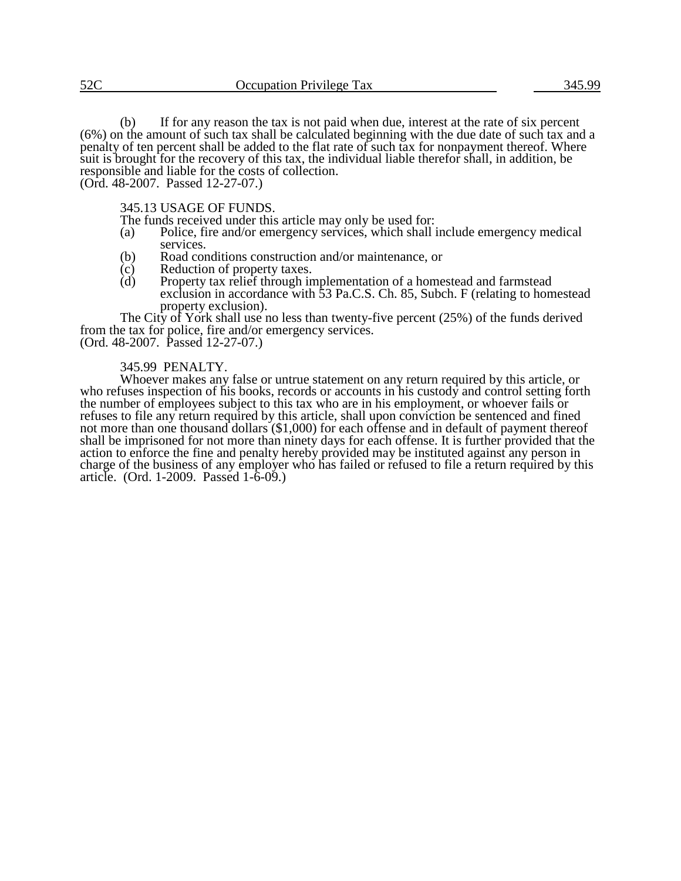(b) If for any reason the tax is not paid when due, interest at the rate of six percent (6%) on the amount of such tax shall be calculated beginning with the due date of such tax and a penalty of ten percent shall be added to the flat rate of such tax for nonpayment thereof. Where suit is brought for the recovery of this tax, the individual liable therefor shall, in addition, be responsible and liable for the costs of collection.
(Ord. 48-2007. Passed 12-27-07.)

345.13 USAGE OF FUNDS.

The funds received under this article may only be used for:

(a) Police, fire and/or emergency services, which shall include emergency medical services.
(b) Road conditions construction and/or maintenance, or
(c) Reduction of property taxes.
(d) Property tax relief through implementation of a homestead and farmstead exclusion in accordance with 53 Pa.C.S. Ch. 85, Subch. F (relating to homestead property exclusion).

The City of York shall use no less than twenty-five percent (25%) of the funds derived from the tax for police, fire and/or emergency services.
(Ord. 48-2007. Passed 12-27-07.)

345.99 PENALTY.

Whoever makes any false or untrue statement on any return required by this article, or who refuses inspection of his books, records or accounts in his custody and control setting forth the number of employees subject to this tax who are in his employment, or whoever fails or refuses to file any return required by this article, shall upon conviction be sentenced and fined not more than one thousand dollars ($1,000) for each offense and in default of payment thereof shall be imprisoned for not more than ninety days for each offense. It is further provided that the action to enforce the fine and penalty hereby provided may be instituted against any person in charge of the business of any employer who has failed or refused to file a return required by this article. (Ord. 1-2009. Passed 1-6-09.)